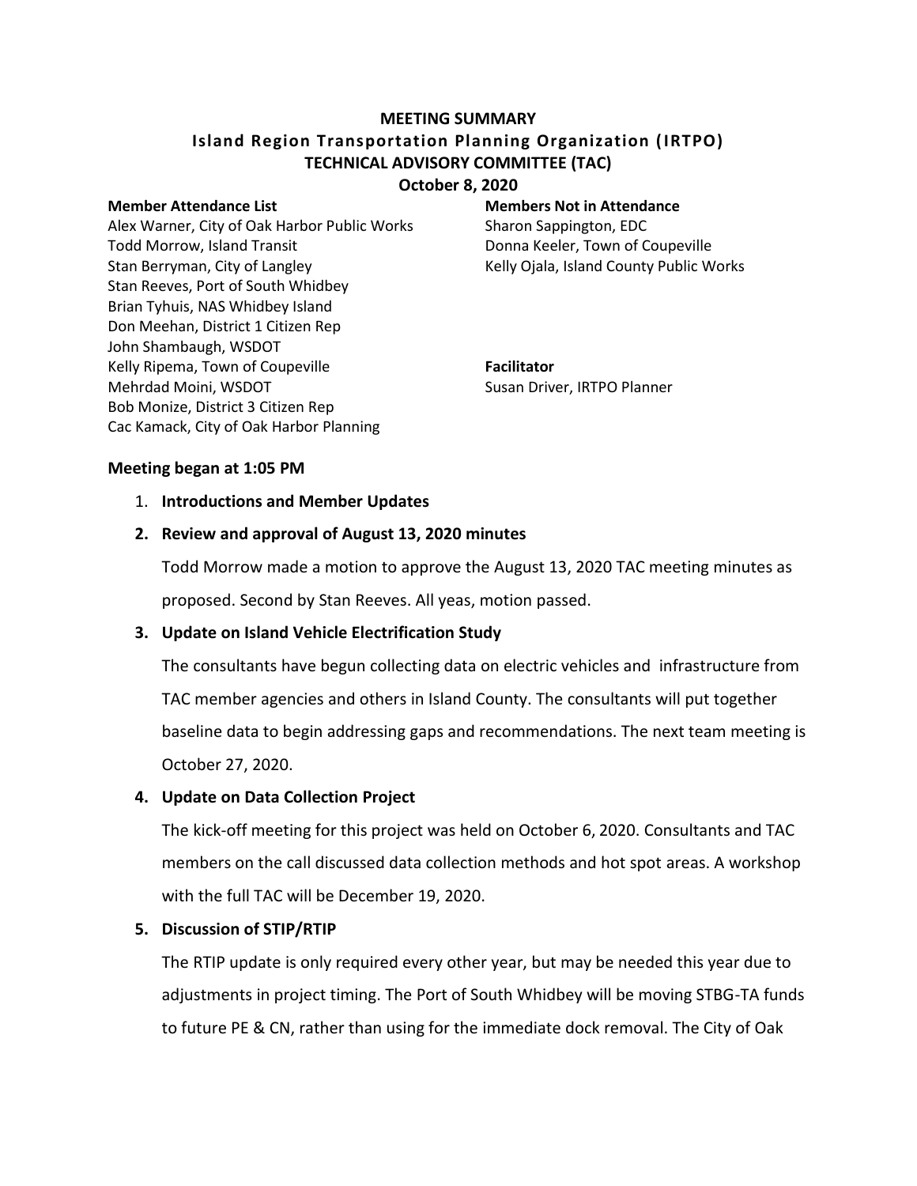# MEETING SUMMARY
## Island Region Transportation Planning Organization (IRTPO)
## TECHNICAL ADVISORY COMMITTEE (TAC)
## October 8, 2020

**Member Attendance List**

Alex Warner, City of Oak Harbor Public Works
Todd Morrow, Island Transit
Stan Berryman, City of Langley
Stan Reeves, Port of South Whidbey
Brian Tyhuis, NAS Whidbey Island
Don Meehan, District 1 Citizen Rep
John Shambaugh, WSDOT
Kelly Ripema, Town of Coupeville
Mehrdad Moini, WSDOT
Bob Monize, District 3 Citizen Rep
Cac Kamack, City of Oak Harbor Planning

**Members Not in Attendance**

Sharon Sappington, EDC
Donna Keeler, Town of Coupeville
Kelly Ojala, Island County Public Works

**Facilitator**

Susan Driver, IRTPO Planner

**Meeting began at 1:05 PM**

1. **Introductions and Member Updates**

2. **Review and approval of August 13, 2020 minutes**

   Todd Morrow made a motion to approve the August 13, 2020 TAC meeting minutes as proposed. Second by Stan Reeves. All yeas, motion passed.

3. **Update on Island Vehicle Electrification Study**

   The consultants have begun collecting data on electric vehicles and infrastructure from TAC member agencies and others in Island County. The consultants will put together baseline data to begin addressing gaps and recommendations. The next team meeting is October 27, 2020.

4. **Update on Data Collection Project**

   The kick-off meeting for this project was held on October 6, 2020. Consultants and TAC members on the call discussed data collection methods and hot spot areas. A workshop with the full TAC will be December 19, 2020.

5. **Discussion of STIP/RTIP**

   The RTIP update is only required every other year, but may be needed this year due to adjustments in project timing. The Port of South Whidbey will be moving STBG-TA funds to future PE & CN, rather than using for the immediate dock removal. The City of Oak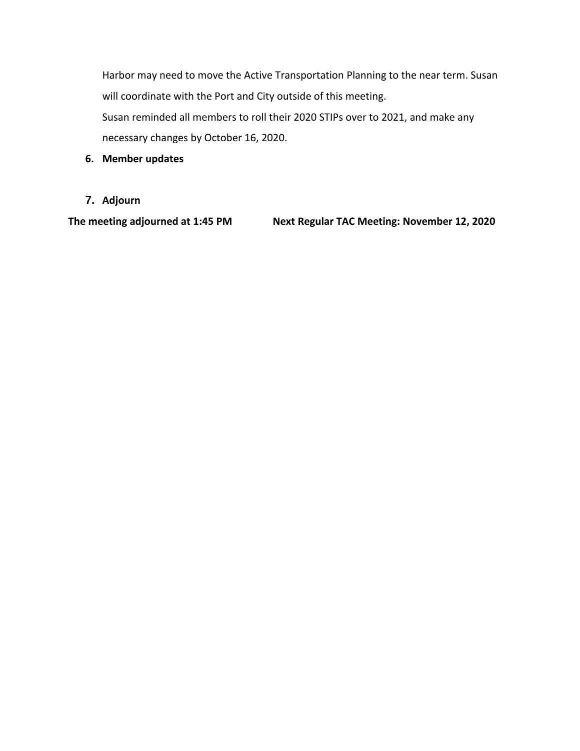Harbor may need to move the Active Transportation Planning to the near term. Susan will coordinate with the Port and City outside of this meeting.

Susan reminded all members to roll their 2020 STIPs over to 2021, and make any necessary changes by October 16, 2020.

6. **Member updates**

7. **Adjourn**

**The meeting adjourned at 1:45 PM** **Next Regular TAC Meeting: November 12, 2020**